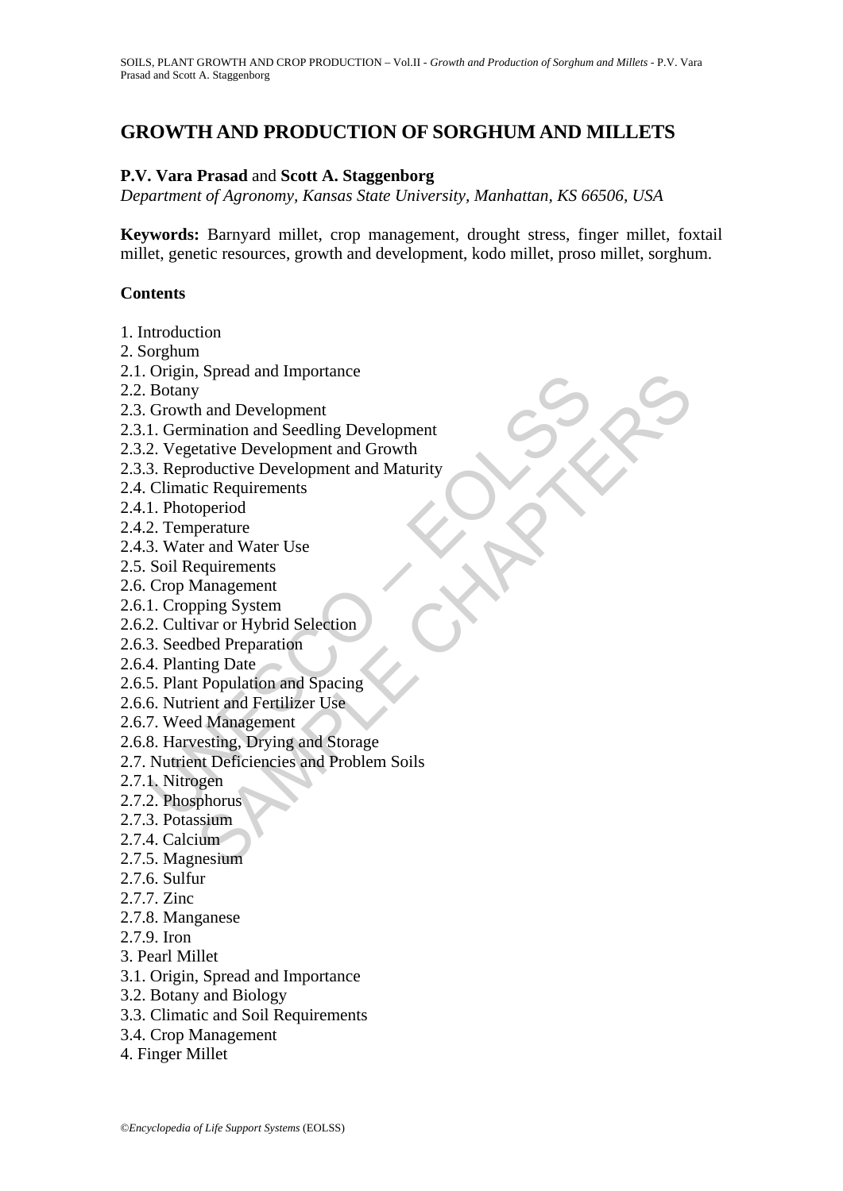# GROWTH AND PRODUCTION OF SORGHUM AND MILLETS

**P.V. Vara Prasad** and **Scott A. Staggenborg**

*Department of Agronomy, Kansas State University, Manhattan, KS 66506, USA*

**Keywords:** Barnyard millet, crop management, drought stress, finger millet, foxtail millet, genetic resources, growth and development, kodo millet, proso millet, sorghum.

## Contents

1. Introduction
2. Sorghum
2.1. Origin, Spread and Importance
2.2. Botany
2.3. Growth and Development
2.3.1. Germination and Seedling Development
2.3.2. Vegetative Development and Growth
2.3.3. Reproductive Development and Maturity
2.4. Climatic Requirements
2.4.1. Photoperiod
2.4.2. Temperature
2.4.3. Water and Water Use
2.5. Soil Requirements
2.6. Crop Management
2.6.1. Cropping System
2.6.2. Cultivar or Hybrid Selection
2.6.3. Seedbed Preparation
2.6.4. Planting Date
2.6.5. Plant Population and Spacing
2.6.6. Nutrient and Fertilizer Use
2.6.7. Weed Management
2.6.8. Harvesting, Drying and Storage
2.7. Nutrient Deficiencies and Problem Soils
2.7.1. Nitrogen
2.7.2. Phosphorus
2.7.3. Potassium
2.7.4. Calcium
2.7.5. Magnesium
2.7.6. Sulfur
2.7.7. Zinc
2.7.8. Manganese
2.7.9. Iron
3. Pearl Millet
3.1. Origin, Spread and Importance
3.2. Botany and Biology
3.3. Climatic and Soil Requirements
3.4. Crop Management
4. Finger Millet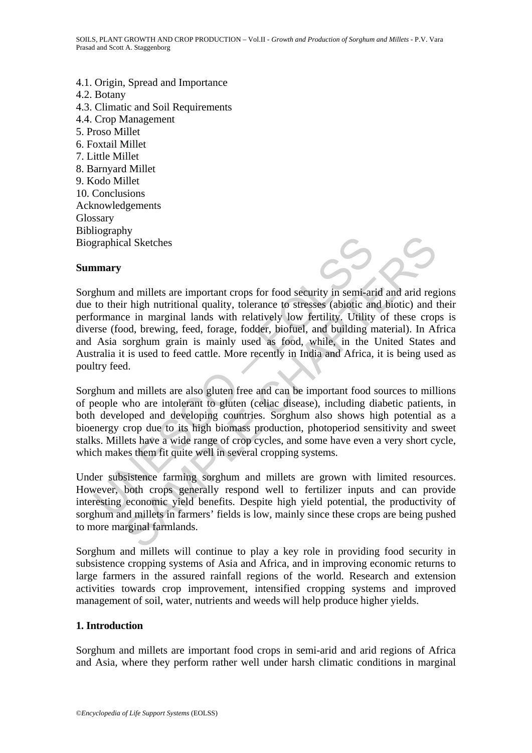4.1. Origin, Spread and Importance
4.2. Botany
4.3. Climatic and Soil Requirements
4.4. Crop Management
5. Proso Millet
6. Foxtail Millet
7. Little Millet
8. Barnyard Millet
9. Kodo Millet
10. Conclusions
Acknowledgements
Glossary
Bibliography
Biographical Sketches

**Summary**

Sorghum and millets are important crops for food security in semi-arid and arid regions due to their high nutritional quality, tolerance to stresses (abiotic and biotic) and their performance in marginal lands with relatively low fertility. Utility of these crops is diverse (food, brewing, feed, forage, fodder, biofuel, and building material). In Africa and Asia sorghum grain is mainly used as food, while, in the United States and Australia it is used to feed cattle. More recently in India and Africa, it is being used as poultry feed.

Sorghum and millets are also gluten free and can be important food sources to millions of people who are intolerant to gluten (celiac disease), including diabetic patients, in both developed and developing countries. Sorghum also shows high potential as a bioenergy crop due to its high biomass production, photoperiod sensitivity and sweet stalks. Millets have a wide range of crop cycles, and some have even a very short cycle, which makes them fit quite well in several cropping systems.

Under subsistence farming sorghum and millets are grown with limited resources. However, both crops generally respond well to fertilizer inputs and can provide interesting economic yield benefits. Despite high yield potential, the productivity of sorghum and millets in farmers' fields is low, mainly since these crops are being pushed to more marginal farmlands.

Sorghum and millets will continue to play a key role in providing food security in subsistence cropping systems of Asia and Africa, and in improving economic returns to large farmers in the assured rainfall regions of the world. Research and extension activities towards crop improvement, intensified cropping systems and improved management of soil, water, nutrients and weeds will help produce higher yields.

**1. Introduction**

Sorghum and millets are important food crops in semi-arid and arid regions of Africa and Asia, where they perform rather well under harsh climatic conditions in marginal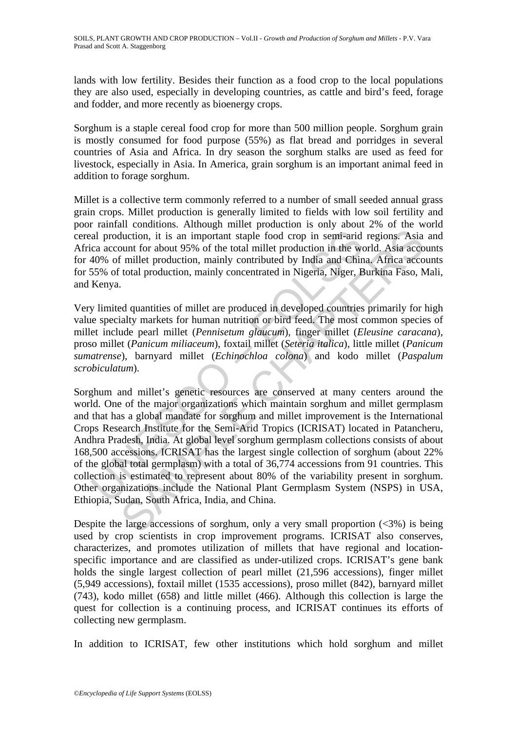lands with low fertility. Besides their function as a food crop to the local populations they are also used, especially in developing countries, as cattle and bird's feed, forage and fodder, and more recently as bioenergy crops.

Sorghum is a staple cereal food crop for more than 500 million people. Sorghum grain is mostly consumed for food purpose (55%) as flat bread and porridges in several countries of Asia and Africa. In dry season the sorghum stalks are used as feed for livestock, especially in Asia. In America, grain sorghum is an important animal feed in addition to forage sorghum.

Millet is a collective term commonly referred to a number of small seeded annual grass grain crops. Millet production is generally limited to fields with low soil fertility and poor rainfall conditions. Although millet production is only about 2% of the world cereal production, it is an important staple food crop in semi-arid regions. Asia and Africa account for about 95% of the total millet production in the world. Asia accounts for 40% of millet production, mainly contributed by India and China. Africa accounts for 55% of total production, mainly concentrated in Nigeria, Niger, Burkina Faso, Mali, and Kenya.

Very limited quantities of millet are produced in developed countries primarily for high value specialty markets for human nutrition or bird feed. The most common species of millet include pearl millet (*Pennisetum glaucum*), finger millet (*Eleusine caracana*), proso millet (*Panicum miliaceum*), foxtail millet (*Seteria italica*), little millet (*Panicum sumatrense*), barnyard millet (*Echinochloa colona*) and kodo millet (*Paspalum scrobiculatum*).

Sorghum and millet's genetic resources are conserved at many centers around the world. One of the major organizations which maintain sorghum and millet germplasm and that has a global mandate for sorghum and millet improvement is the International Crops Research Institute for the Semi-Arid Tropics (ICRISAT) located in Patancheru, Andhra Pradesh, India. At global level sorghum germplasm collections consists of about 168,500 accessions. ICRISAT has the largest single collection of sorghum (about 22% of the global total germplasm) with a total of 36,774 accessions from 91 countries. This collection is estimated to represent about 80% of the variability present in sorghum. Other organizations include the National Plant Germplasm System (NSPS) in USA, Ethiopia, Sudan, South Africa, India, and China.

Despite the large accessions of sorghum, only a very small proportion (<3%) is being used by crop scientists in crop improvement programs. ICRISAT also conserves, characterizes, and promotes utilization of millets that have regional and location-specific importance and are classified as under-utilized crops. ICRISAT's gene bank holds the single largest collection of pearl millet (21,596 accessions), finger millet (5,949 accessions), foxtail millet (1535 accessions), proso millet (842), barnyard millet (743), kodo millet (658) and little millet (466). Although this collection is large the quest for collection is a continuing process, and ICRISAT continues its efforts of collecting new germplasm.

In addition to ICRISAT, few other institutions which hold sorghum and millet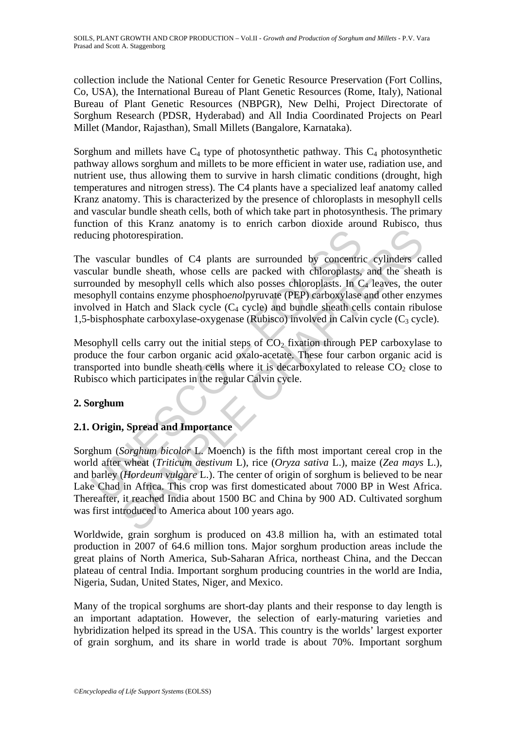collection include the National Center for Genetic Resource Preservation (Fort Collins, Co, USA), the International Bureau of Plant Genetic Resources (Rome, Italy), National Bureau of Plant Genetic Resources (NBPGR), New Delhi, Project Directorate of Sorghum Research (PDSR, Hyderabad) and All India Coordinated Projects on Pearl Millet (Mandor, Rajasthan), Small Millets (Bangalore, Karnataka).

Sorghum and millets have $C_4$ type of photosynthetic pathway. This $C_4$ photosynthetic pathway allows sorghum and millets to be more efficient in water use, radiation use, and nutrient use, thus allowing them to survive in harsh climatic conditions (drought, high temperatures and nitrogen stress). The C4 plants have a specialized leaf anatomy called Kranz anatomy. This is characterized by the presence of chloroplasts in mesophyll cells and vascular bundle sheath cells, both of which take part in photosynthesis. The primary function of this Kranz anatomy is to enrich carbon dioxide around Rubisco, thus reducing photorespiration.

The vascular bundles of C4 plants are surrounded by concentric cylinders called vascular bundle sheath, whose cells are packed with chloroplasts, and the sheath is surrounded by mesophyll cells which also posses chloroplasts. In $C_4$ leaves, the outer mesophyll contains enzyme phospho*enol*pyruvate (PEP) carboxylase and other enzymes involved in Hatch and Slack cycle ($C_4$ cycle) and bundle sheath cells contain ribulose 1,5-bisphosphate carboxylase-oxygenase (Rubisco) involved in Calvin cycle ($C_3$ cycle).

Mesophyll cells carry out the initial steps of $CO_2$ fixation through PEP carboxylase to produce the four carbon organic acid oxalo-acetate. These four carbon organic acid is transported into bundle sheath cells where it is decarboxylated to release $CO_2$ close to Rubisco which participates in the regular Calvin cycle.

## 2. Sorghum

### 2.1. Origin, Spread and Importance

Sorghum (*Sorghum bicolor* L. Moench) is the fifth most important cereal crop in the world after wheat (*Triticum aestivum* L), rice (*Oryza sativa* L.), maize (*Zea mays* L.), and barley (*Hordeum vulgare* L.). The center of origin of sorghum is believed to be near Lake Chad in Africa. This crop was first domesticated about 7000 BP in West Africa. Thereafter, it reached India about 1500 BC and China by 900 AD. Cultivated sorghum was first introduced to America about 100 years ago.

Worldwide, grain sorghum is produced on 43.8 million ha, with an estimated total production in 2007 of 64.6 million tons. Major sorghum production areas include the great plains of North America, Sub-Saharan Africa, northeast China, and the Deccan plateau of central India. Important sorghum producing countries in the world are India, Nigeria, Sudan, United States, Niger, and Mexico.

Many of the tropical sorghums are short-day plants and their response to day length is an important adaptation. However, the selection of early-maturing varieties and hybridization helped its spread in the USA. This country is the worlds' largest exporter of grain sorghum, and its share in world trade is about 70%. Important sorghum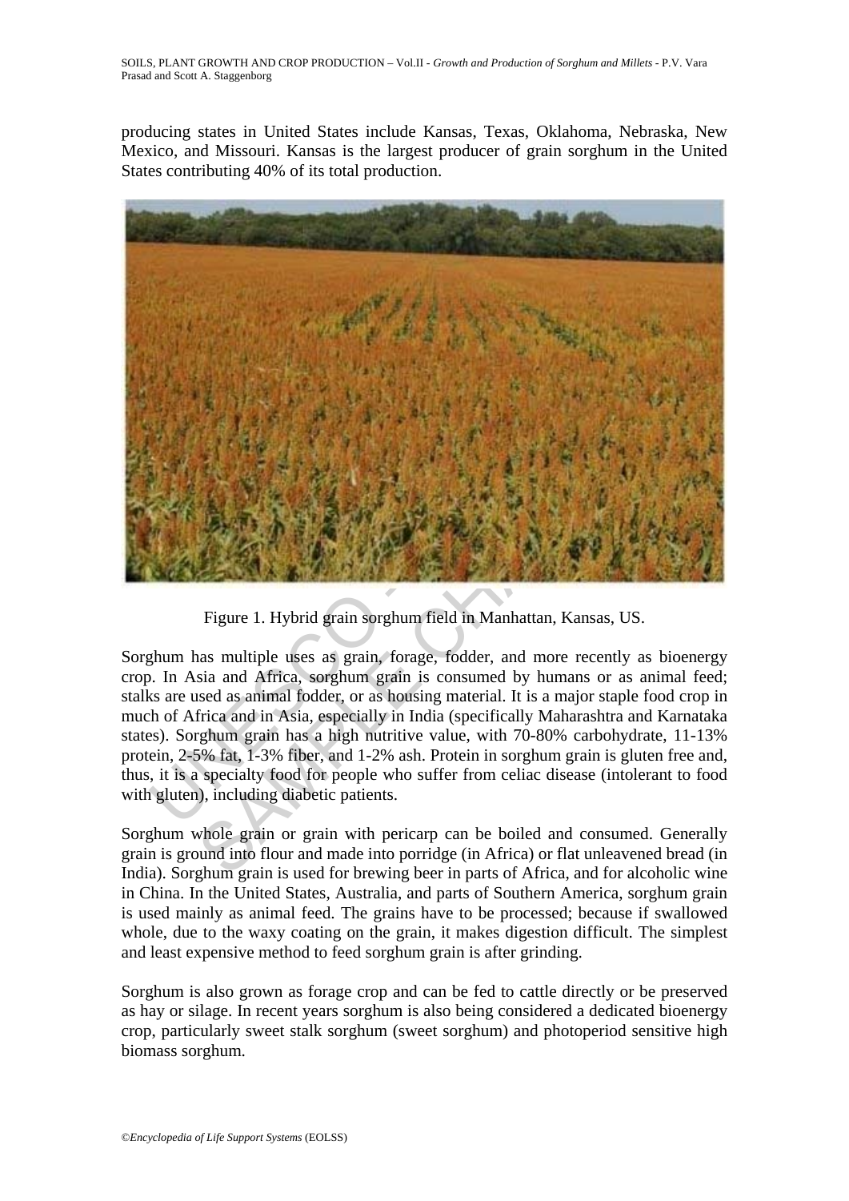producing states in United States include Kansas, Texas, Oklahoma, Nebraska, New Mexico, and Missouri. Kansas is the largest producer of grain sorghum in the United States contributing 40% of its total production.

Figure 1. Hybrid grain sorghum field in Manhattan, Kansas, US.

Sorghum has multiple uses as grain, forage, fodder, and more recently as bioenergy crop. In Asia and Africa, sorghum grain is consumed by humans or as animal feed; stalks are used as animal fodder, or as housing material. It is a major staple food crop in much of Africa and in Asia, especially in India (specifically Maharashtra and Karnataka states). Sorghum grain has a high nutritive value, with 70-80% carbohydrate, 11-13% protein, 2-5% fat, 1-3% fiber, and 1-2% ash. Protein in sorghum grain is gluten free and, thus, it is a specialty food for people who suffer from celiac disease (intolerant to food with gluten), including diabetic patients.

Sorghum whole grain or grain with pericarp can be boiled and consumed. Generally grain is ground into flour and made into porridge (in Africa) or flat unleavened bread (in India). Sorghum grain is used for brewing beer in parts of Africa, and for alcoholic wine in China. In the United States, Australia, and parts of Southern America, sorghum grain is used mainly as animal feed. The grains have to be processed; because if swallowed whole, due to the waxy coating on the grain, it makes digestion difficult. The simplest and least expensive method to feed sorghum grain is after grinding.

Sorghum is also grown as forage crop and can be fed to cattle directly or be preserved as hay or silage. In recent years sorghum is also being considered a dedicated bioenergy crop, particularly sweet stalk sorghum (sweet sorghum) and photoperiod sensitive high biomass sorghum.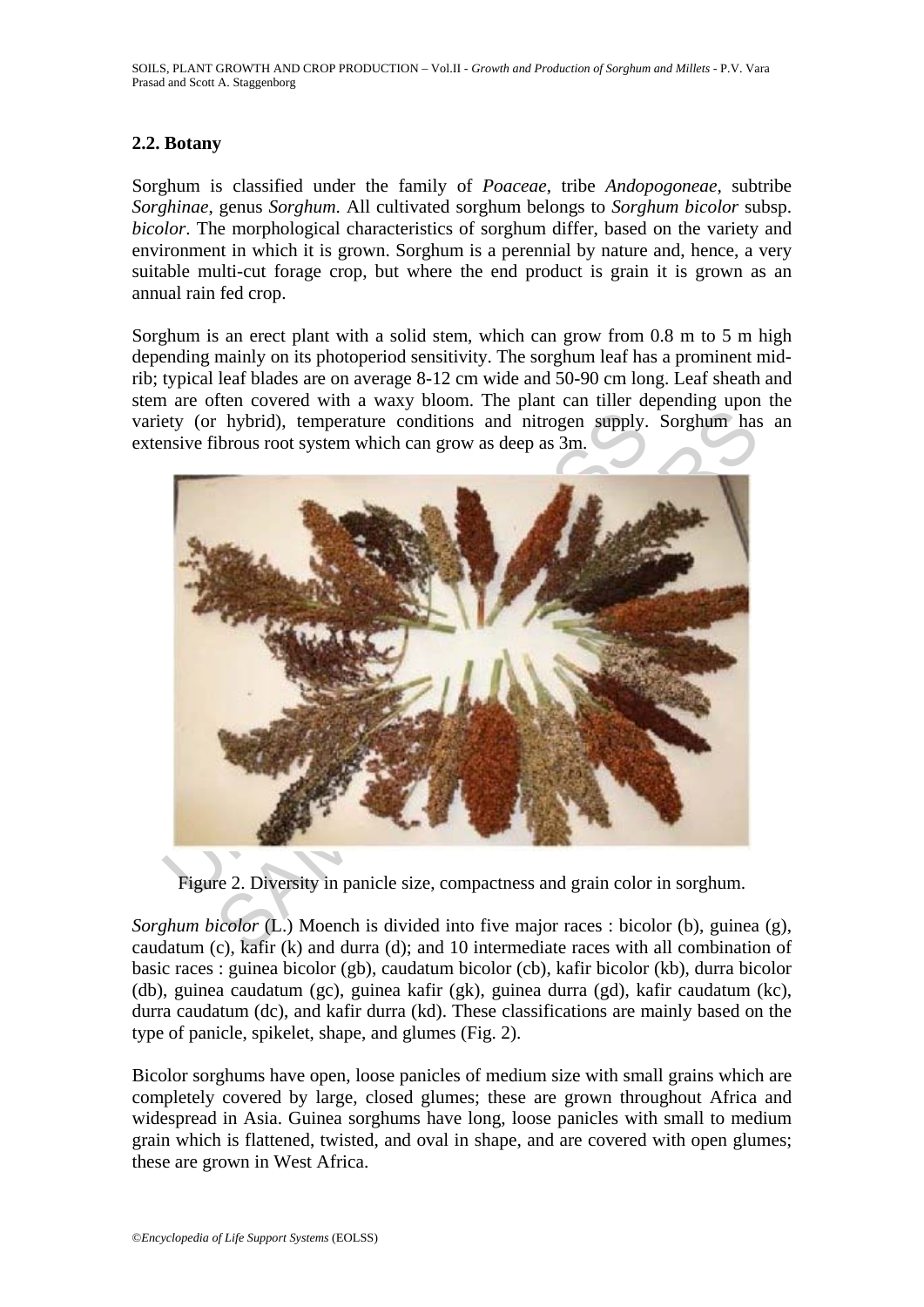## 2.2. Botany

Sorghum is classified under the family of *Poaceae*, tribe *Andopogoneae*, subtribe *Sorghinae*, genus *Sorghum*. All cultivated sorghum belongs to *Sorghum bicolor* subsp. *bicolor*. The morphological characteristics of sorghum differ, based on the variety and environment in which it is grown. Sorghum is a perennial by nature and, hence, a very suitable multi-cut forage crop, but where the end product is grain it is grown as an annual rain fed crop.

Sorghum is an erect plant with a solid stem, which can grow from 0.8 m to 5 m high depending mainly on its photoperiod sensitivity. The sorghum leaf has a prominent mid-rib; typical leaf blades are on average 8-12 cm wide and 50-90 cm long. Leaf sheath and stem are often covered with a waxy bloom. The plant can tiller depending upon the variety (or hybrid), temperature conditions and nitrogen supply. Sorghum has an extensive fibrous root system which can grow as deep as 3m.

Figure 2. Diversity in panicle size, compactness and grain color in sorghum.

*Sorghum bicolor* (L.) Moench is divided into five major races : bicolor (b), guinea (g), caudatum (c), kafir (k) and durra (d); and 10 intermediate races with all combination of basic races : guinea bicolor (gb), caudatum bicolor (cb), kafir bicolor (kb), durra bicolor (db), guinea caudatum (gc), guinea kafir (gk), guinea durra (gd), kafir caudatum (kc), durra caudatum (dc), and kafir durra (kd). These classifications are mainly based on the type of panicle, spikelet, shape, and glumes (Fig. 2).

Bicolor sorghums have open, loose panicles of medium size with small grains which are completely covered by large, closed glumes; these are grown throughout Africa and widespread in Asia. Guinea sorghums have long, loose panicles with small to medium grain which is flattened, twisted, and oval in shape, and are covered with open glumes; these are grown in West Africa.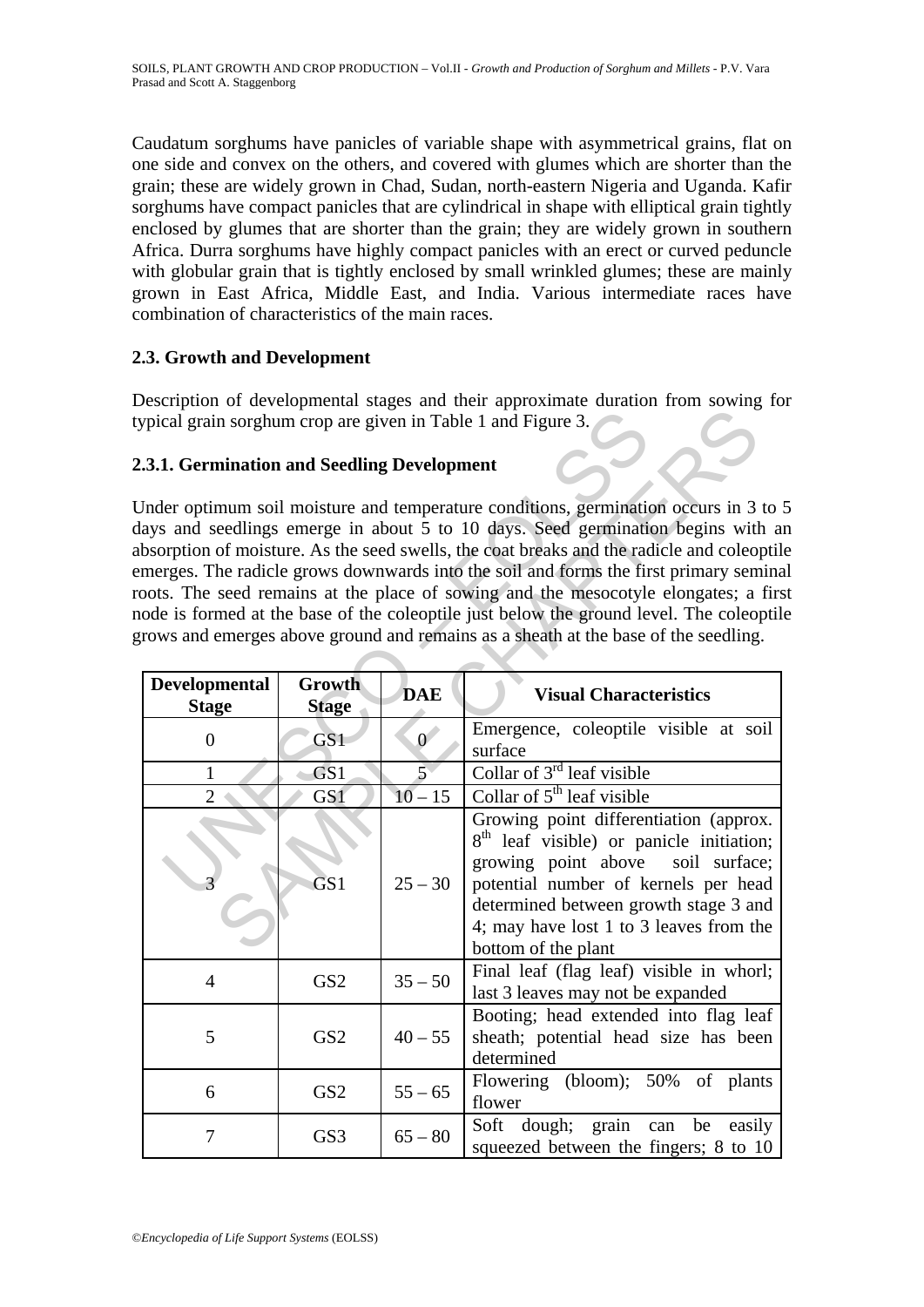Caudatum sorghums have panicles of variable shape with asymmetrical grains, flat on one side and convex on the others, and covered with glumes which are shorter than the grain; these are widely grown in Chad, Sudan, north-eastern Nigeria and Uganda. Kafir sorghums have compact panicles that are cylindrical in shape with elliptical grain tightly enclosed by glumes that are shorter than the grain; they are widely grown in southern Africa. Durra sorghums have highly compact panicles with an erect or curved peduncle with globular grain that is tightly enclosed by small wrinkled glumes; these are mainly grown in East Africa, Middle East, and India. Various intermediate races have combination of characteristics of the main races.

### 2.3. Growth and Development

Description of developmental stages and their approximate duration from sowing for typical grain sorghum crop are given in Table 1 and Figure 3.

#### 2.3.1. Germination and Seedling Development

Under optimum soil moisture and temperature conditions, germination occurs in 3 to 5 days and seedlings emerge in about 5 to 10 days. Seed germination begins with an absorption of moisture. As the seed swells, the coat breaks and the radicle and coleoptile emerges. The radicle grows downwards into the soil and forms the first primary seminal roots. The seed remains at the place of sowing and the mesocotyle elongates; a first node is formed at the base of the coleoptile just below the ground level. The coleoptile grows and emerges above ground and remains as a sheath at the base of the seedling.

| Developmental Stage | Growth Stage | DAE | Visual Characteristics |
|---|---|---|---|
| 0 | GS1 | 0 | Emergence, coleoptile visible at soil surface |
| 1 | GS1 | 5 | Collar of 3rd leaf visible |
| 2 | GS1 | 10 – 15 | Collar of 5th leaf visible |
| 3 | GS1 | 25 – 30 | Growing point differentiation (approx. 8th leaf visible) or panicle initiation; growing point above soil surface; potential number of kernels per head determined between growth stage 3 and 4; may have lost 1 to 3 leaves from the bottom of the plant |
| 4 | GS2 | 35 – 50 | Final leaf (flag leaf) visible in whorl; last 3 leaves may not be expanded |
| 5 | GS2 | 40 – 55 | Booting; head extended into flag leaf sheath; potential head size has been determined |
| 6 | GS2 | 55 – 65 | Flowering (bloom); 50% of plants flower |
| 7 | GS3 | 65 – 80 | Soft dough; grain can be easily squeezed between the fingers; 8 to 10 |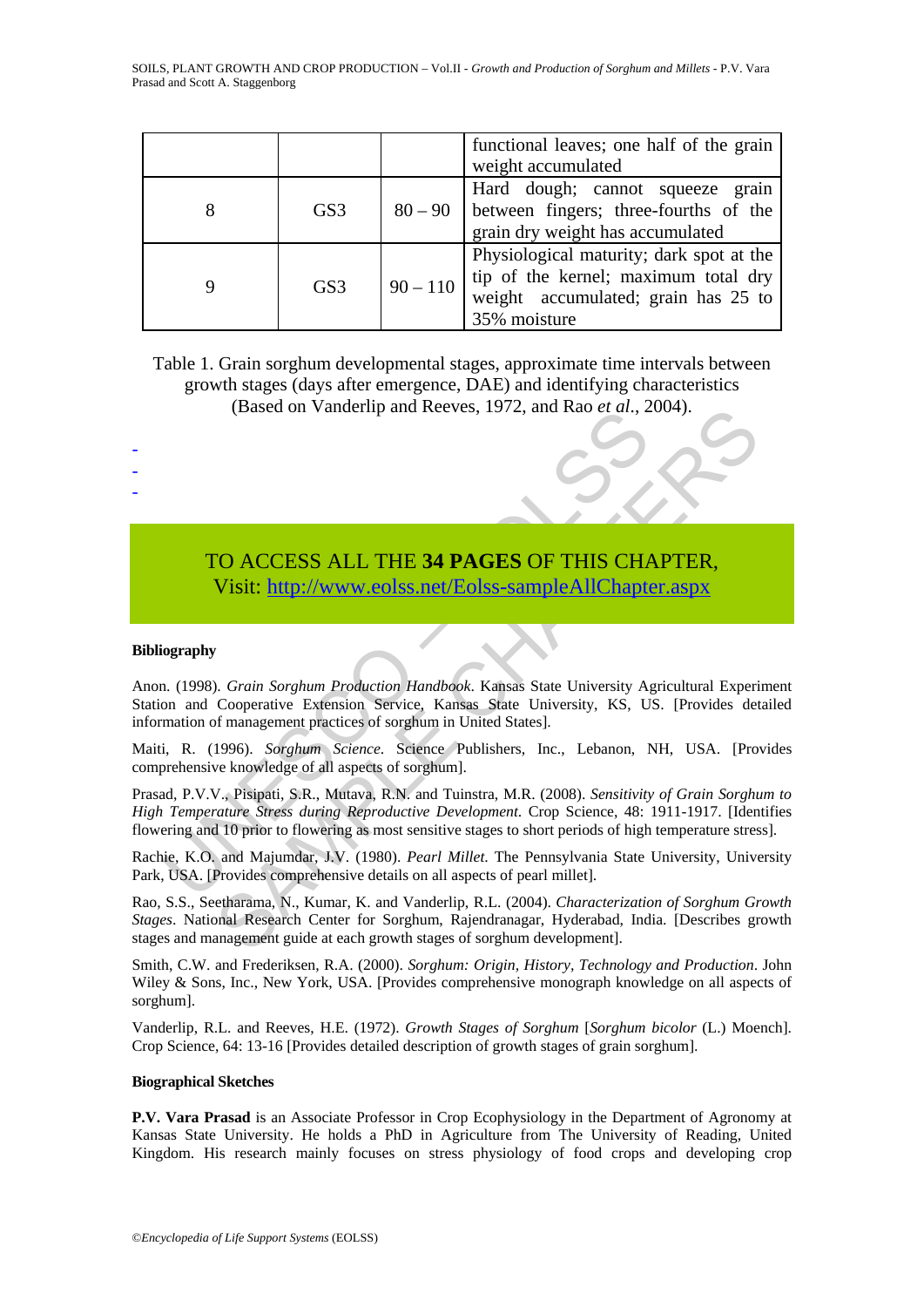| | | | functional leaves; one half of the grain weight accumulated |
|---|---|---|---|
| 8 | GS3 | 80 – 90 | Hard dough; cannot squeeze grain between fingers; three-fourths of the grain dry weight has accumulated |
| 9 | GS3 | 90 – 110 | Physiological maturity; dark spot at the tip of the kernel; maximum total dry weight accumulated; grain has 25 to 35% moisture |

Table 1. Grain sorghum developmental stages, approximate time intervals between growth stages (days after emergence, DAE) and identifying characteristics (Based on Vanderlip and Reeves, 1972, and Rao *et al*., 2004).

-
-
-

TO ACCESS ALL THE **34 PAGES** OF THIS CHAPTER,
Visit: http://www.eolss.net/Eolss-sampleAllChapter.aspx

**Bibliography**

Anon. (1998). *Grain Sorghum Production Handbook*. Kansas State University Agricultural Experiment Station and Cooperative Extension Service, Kansas State University, KS, US. [Provides detailed information of management practices of sorghum in United States].

Maiti, R. (1996). *Sorghum Science*. Science Publishers, Inc., Lebanon, NH, USA. [Provides comprehensive knowledge of all aspects of sorghum].

Prasad, P.V.V., Pisipati, S.R., Mutava, R.N. and Tuinstra, M.R. (2008). *Sensitivity of Grain Sorghum to High Temperature Stress during Reproductive Development*. Crop Science, 48: 1911-1917. [Identifies flowering and 10 prior to flowering as most sensitive stages to short periods of high temperature stress].

Rachie, K.O. and Majumdar, J.V. (1980). *Pearl Millet*. The Pennsylvania State University, University Park, USA. [Provides comprehensive details on all aspects of pearl millet].

Rao, S.S., Seetharama, N., Kumar, K. and Vanderlip, R.L. (2004). *Characterization of Sorghum Growth Stages*. National Research Center for Sorghum, Rajendranagar, Hyderabad, India. [Describes growth stages and management guide at each growth stages of sorghum development].

Smith, C.W. and Frederiksen, R.A. (2000). *Sorghum: Origin, History, Technology and Production*. John Wiley & Sons, Inc., New York, USA. [Provides comprehensive monograph knowledge on all aspects of sorghum].

Vanderlip, R.L. and Reeves, H.E. (1972). *Growth Stages of Sorghum* [*Sorghum bicolor* (L.) Moench]. Crop Science, 64: 13-16 [Provides detailed description of growth stages of grain sorghum].

**Biographical Sketches**

**P.V. Vara Prasad** is an Associate Professor in Crop Ecophysiology in the Department of Agronomy at Kansas State University. He holds a PhD in Agriculture from The University of Reading, United Kingdom. His research mainly focuses on stress physiology of food crops and developing crop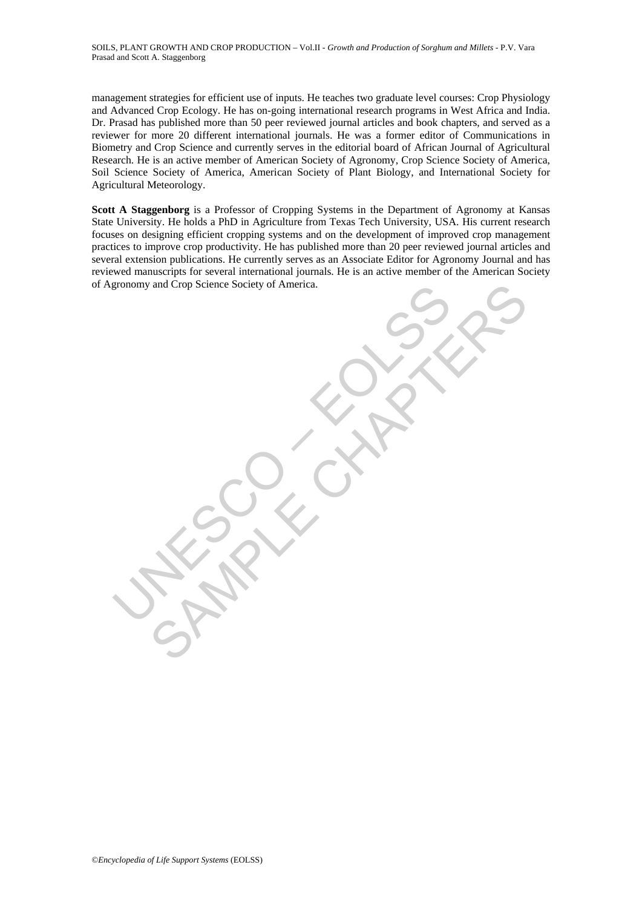management strategies for efficient use of inputs. He teaches two graduate level courses: Crop Physiology and Advanced Crop Ecology. He has on-going international research programs in West Africa and India. Dr. Prasad has published more than 50 peer reviewed journal articles and book chapters, and served as a reviewer for more 20 different international journals. He was a former editor of Communications in Biometry and Crop Science and currently serves in the editorial board of African Journal of Agricultural Research. He is an active member of American Society of Agronomy, Crop Science Society of America, Soil Science Society of America, American Society of Plant Biology, and International Society for Agricultural Meteorology.

**Scott A Staggenborg** is a Professor of Cropping Systems in the Department of Agronomy at Kansas State University. He holds a PhD in Agriculture from Texas Tech University, USA. His current research focuses on designing efficient cropping systems and on the development of improved crop management practices to improve crop productivity. He has published more than 20 peer reviewed journal articles and several extension publications. He currently serves as an Associate Editor for Agronomy Journal and has reviewed manuscripts for several international journals. He is an active member of the American Society of Agronomy and Crop Science Society of America.